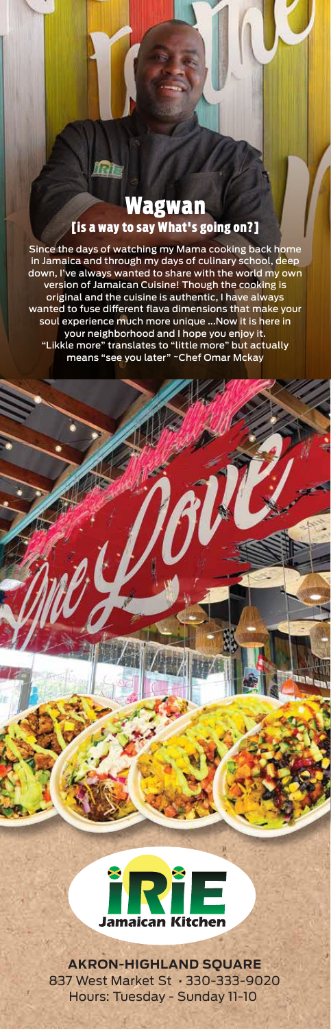# Wagwan

## [is a way to say What's going on?]

Since the days of watching my Mama cooking back home in Jamaica and through my days of culinary school, deep down, I've always wanted to share with the world my own version of Jamaican Cuisine! Though the cooking is original and the cuisine is authentic, I have always wanted to fuse different flava dimensions that make your soul experience much more unique ...Now it is here in your neighborhood and I hope you enjoy it.
"Likkle more" translates to "little more" but actually means "see you later" ~Chef Omar Mckay

**IRIE Jamaican Kitchen**

**AKRON-HIGHLAND SQUARE**
837 West Market St • 330-333-9020
Hours: Tuesday - Sunday 11-10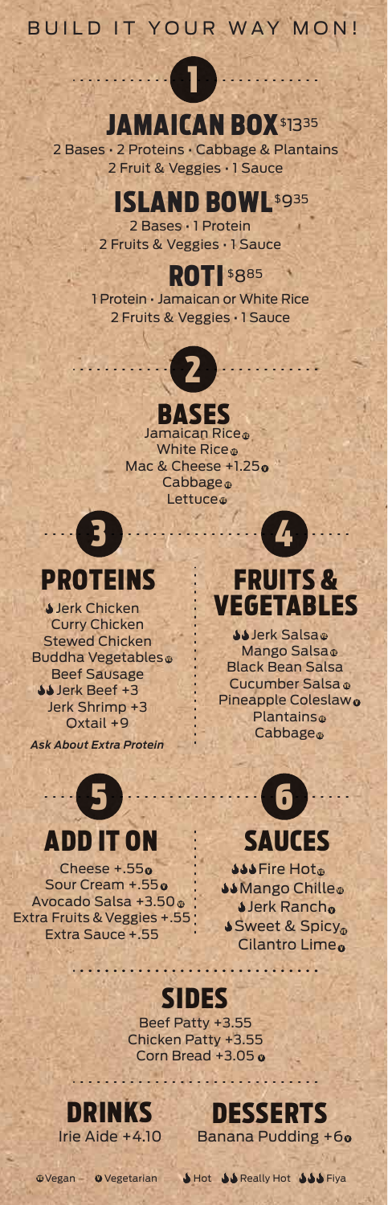# BUILD IT YOUR WAY MON!

## 1

### JAMAICAN BOX $13.35

2 Bases • 2 Proteins • Cabbage & Plantains
2 Fruit & Veggies • 1 Sauce

### ISLAND BOWL $9.35

2 Bases • 1 Protein
2 Fruits & Veggies • 1 Sauce

### ROTI $8.85

1 Protein • Jamaican or White Rice
2 Fruits & Veggies • 1 Sauce

## 2

### BASES

Jamaican Rice (Vegan)
White Rice (Vegan)
Mac & Cheese +1.25 (Vegetarian)
Cabbage (Vegan)
Lettuce (Vegan)

## 3

### PROTEINS

(Hot) Jerk Chicken
Curry Chicken
Stewed Chicken
Buddha Vegetables (Vegan)
Beef Sausage
(Really Hot) Jerk Beef +3
Jerk Shrimp +3
Oxtail +9

*Ask About Extra Protein*

## 4

### FRUITS & VEGETABLES

(Really Hot) Jerk Salsa (Vegan)
Mango Salsa (Vegan)
Black Bean Salsa
Cucumber Salsa (Vegan)
Pineapple Coleslaw (Vegetarian)
Plantains (Vegan)
Cabbage (Vegan)

## 5

### ADD IT ON

Cheese +.55 (Vegetarian)
Sour Cream +.55 (Vegetarian)
Avocado Salsa +3.50 (Vegan)
Extra Fruits & Veggies +.55
Extra Sauce +.55

## 6

### SAUCES

(Fiya) Fire Hot (Vegan)
(Really Hot) Mango Chille (Vegan)
(Hot) Jerk Ranch (Vegetarian)
(Hot) Sweet & Spicy (Vegan)
Cilantro Lime (Vegetarian)

### SIDES

Beef Patty +3.55
Chicken Patty +3.55
Corn Bread +3.05 (Vegetarian)

### DRINKS

Irie Aide +4.10

### DESSERTS

Banana Pudding +6 (Vegetarian)

(Vegan) Vegan (Vegetarian) Vegetarian (Hot) Hot (Really Hot) Really Hot (Fiya) Fiya